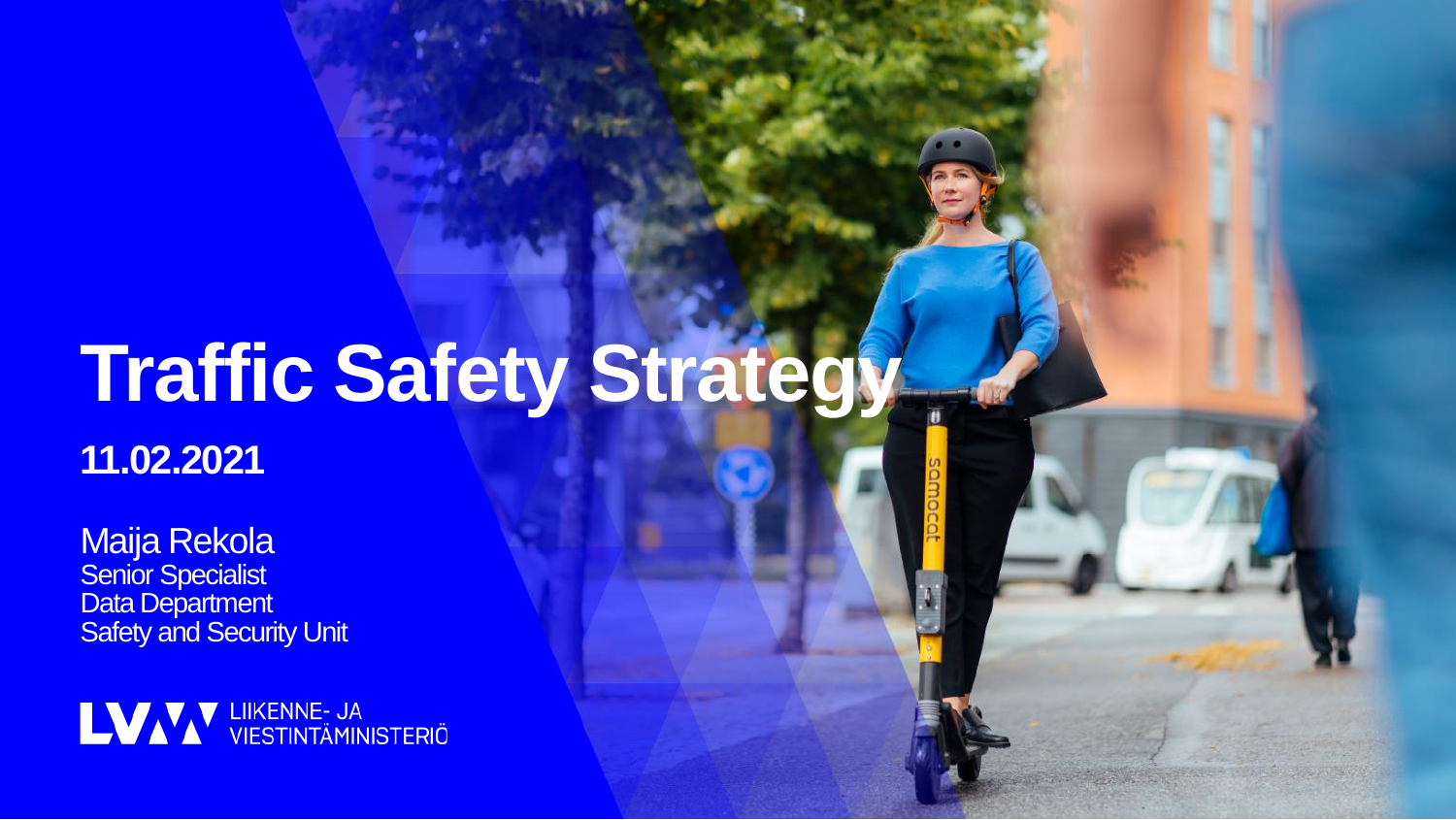# Traffic Safety Strategy

**11.02.2021**

Maija Rekola
Senior Specialist
Data Department
Safety and Security Unit

LIIKENNE- JA VIESTINTÄMINISTERIÖ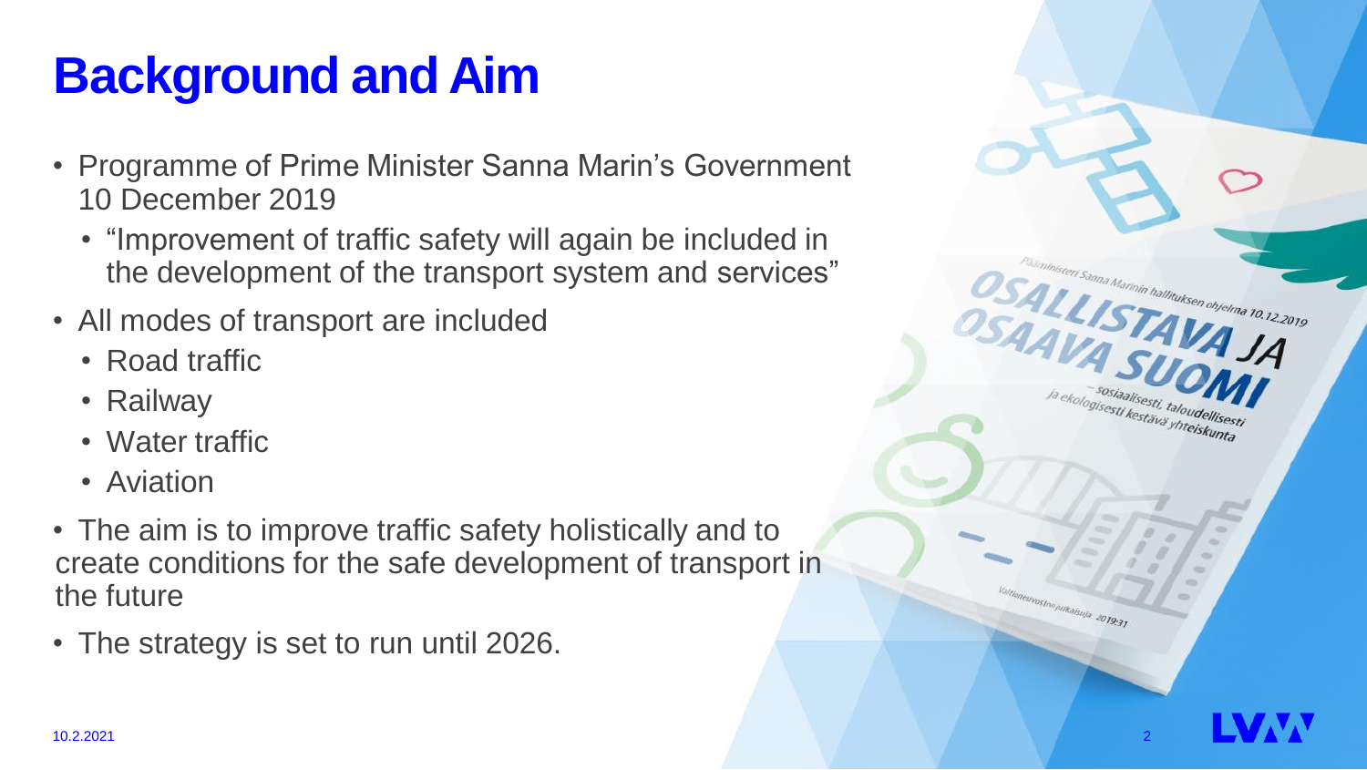# Background and Aim

- Programme of Prime Minister Sanna Marin's Government 10 December 2019
  - "Improvement of traffic safety will again be included in the development of the transport system and services"
- All modes of transport are included
  - Road traffic
  - Railway
  - Water traffic
  - Aviation
- The aim is to improve traffic safety holistically and to create conditions for the safe development of transport in the future
- The strategy is set to run until 2026.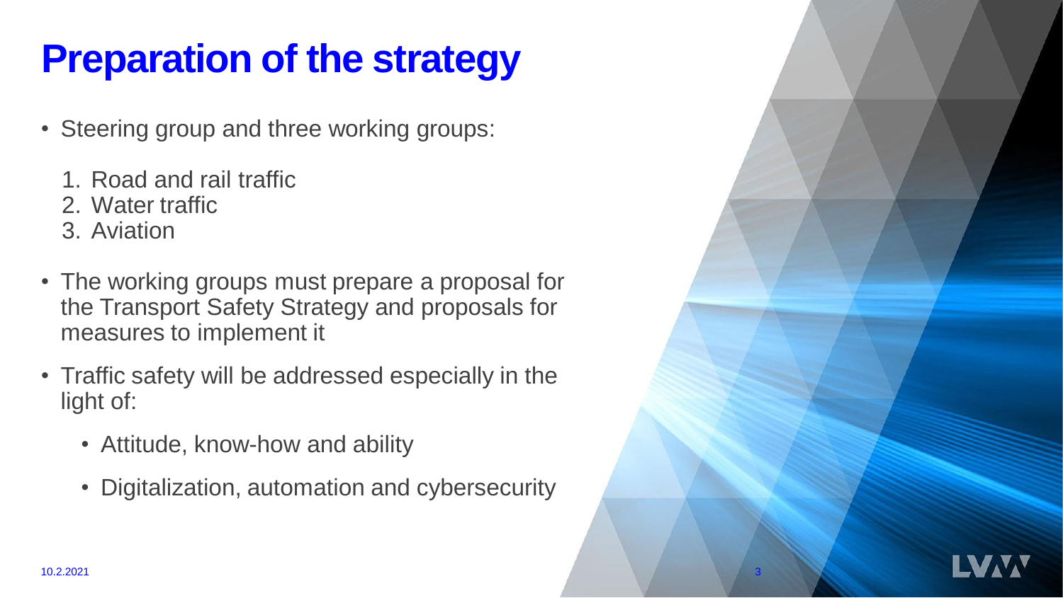# Preparation of the strategy

- Steering group and three working groups:

  1. Road and rail traffic
  2. Water traffic
  3. Aviation

- The working groups must prepare a proposal for the Transport Safety Strategy and proposals for measures to implement it

- Traffic safety will be addressed especially in the light of:

  - Attitude, know-how and ability

  - Digitalization, automation and cybersecurity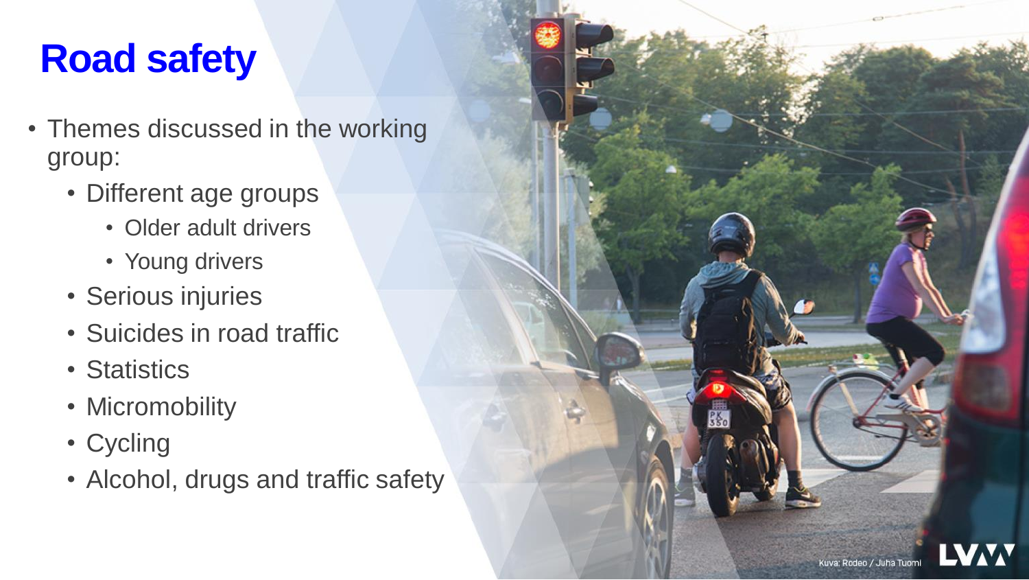# Road safety

- Themes discussed in the working group:
  - Different age groups
    - Older adult drivers
    - Young drivers
  - Serious injuries
  - Suicides in road traffic
  - Statistics
  - Micromobility
  - Cycling
  - Alcohol, drugs and traffic safety

Kuva: Rodeo / Juha Tuomi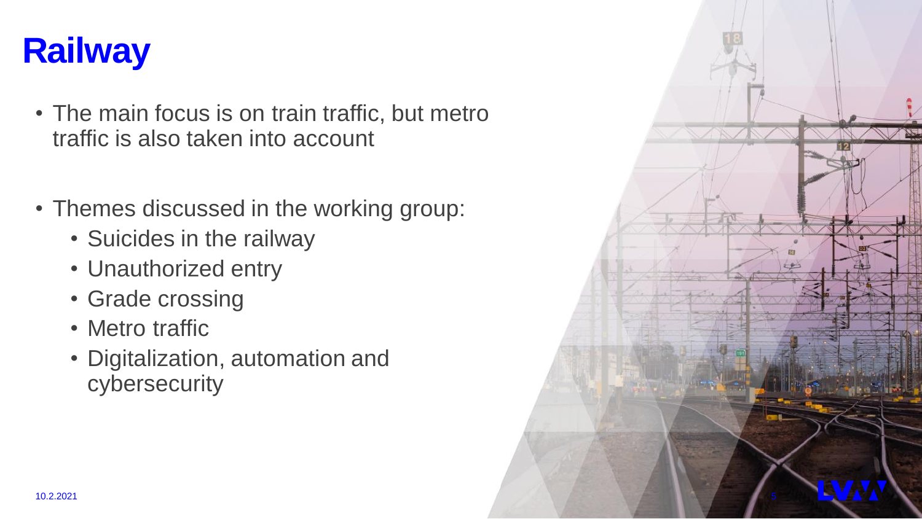# Railway

- The main focus is on train traffic, but metro traffic is also taken into account

- Themes discussed in the working group:
  - Suicides in the railway
  - Unauthorized entry
  - Grade crossing
  - Metro traffic
  - Digitalization, automation and cybersecurity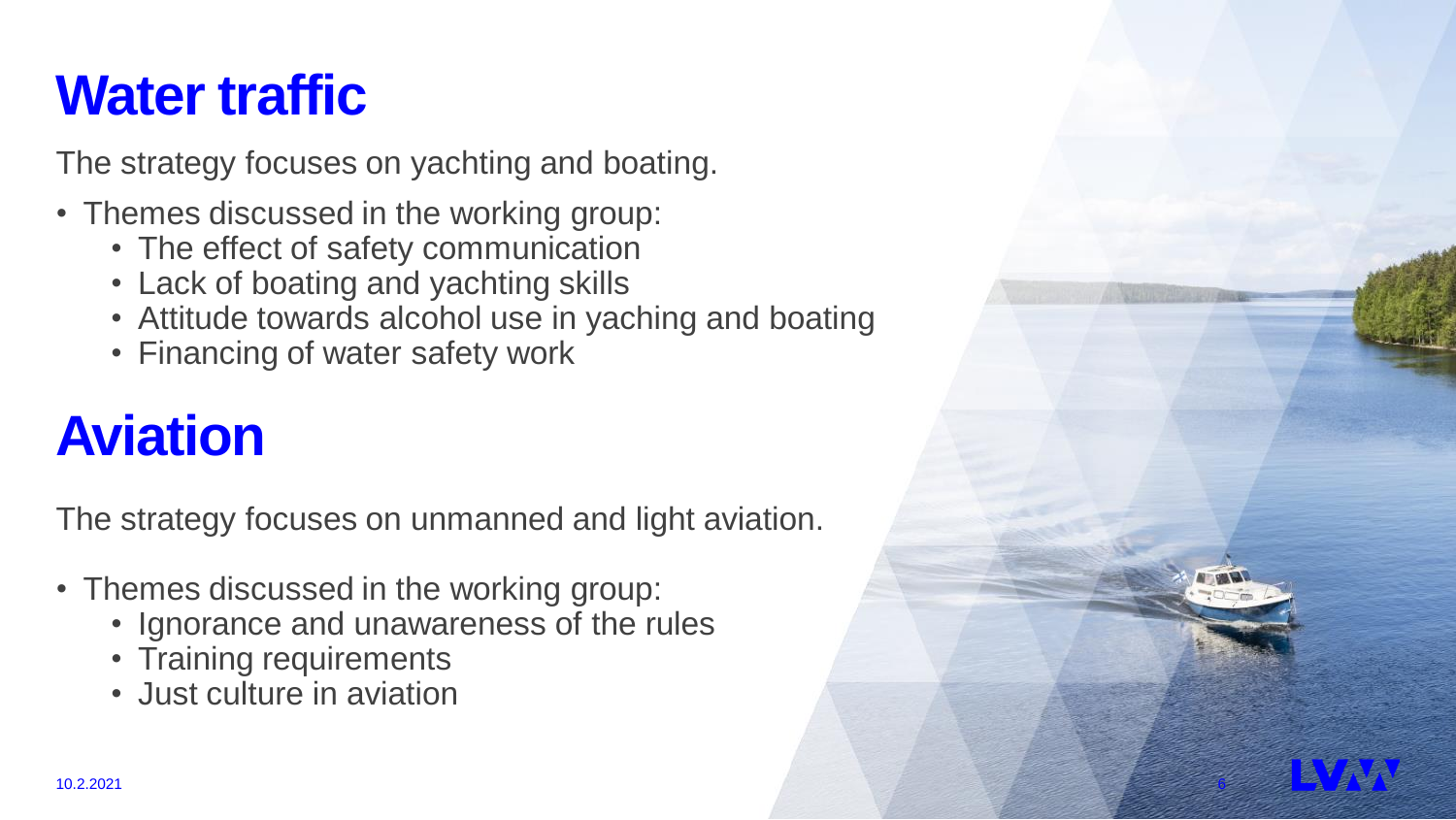# Water traffic

The strategy focuses on yachting and boating.

- Themes discussed in the working group:
  - The effect of safety communication
  - Lack of boating and yachting skills
  - Attitude towards alcohol use in yaching and boating
  - Financing of water safety work

# Aviation

The strategy focuses on unmanned and light aviation.

- Themes discussed in the working group:
  - Ignorance and unawareness of the rules
  - Training requirements
  - Just culture in aviation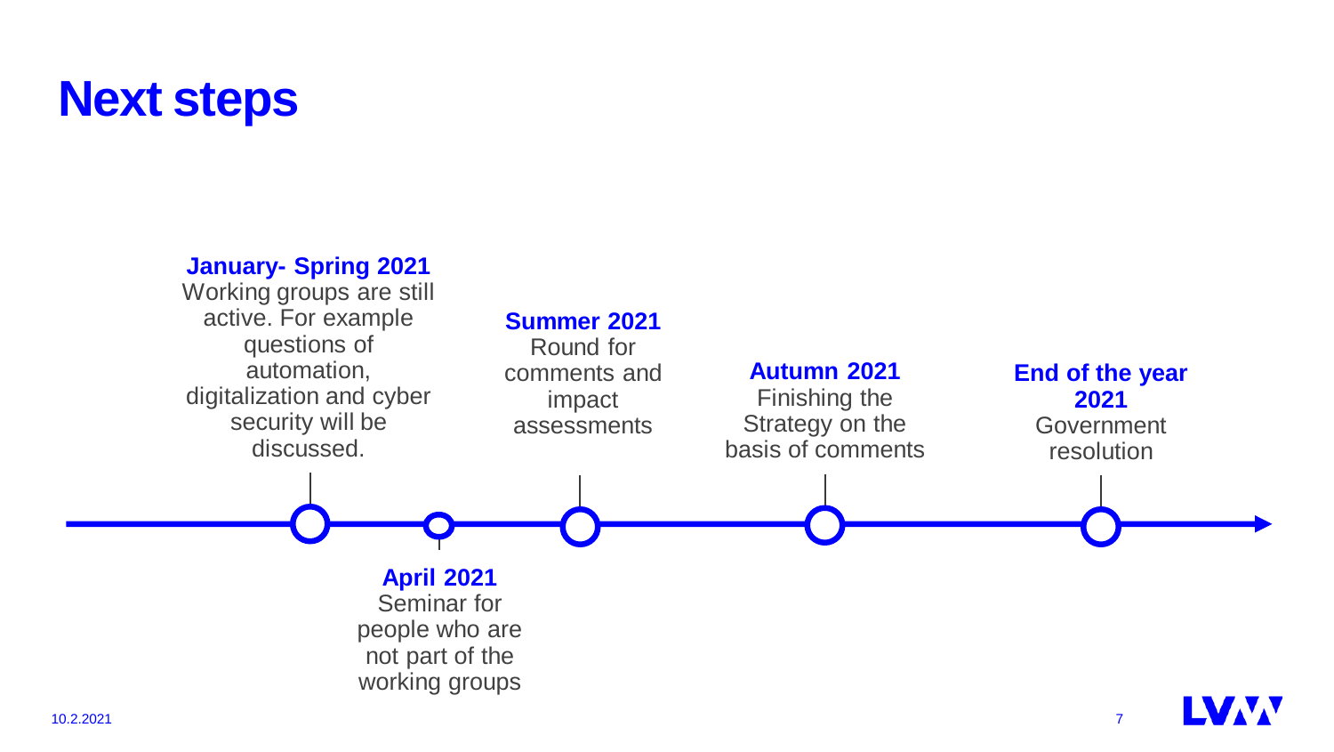# Next steps

**January- Spring 2021**
Working groups are still active. For example questions of automation, digitalization and cyber security will be discussed.

**April 2021**
Seminar for people who are not part of the working groups

**Summer 2021**
Round for comments and impact assessments

**Autumn 2021**
Finishing the Strategy on the basis of comments

**End of the year 2021**
Government resolution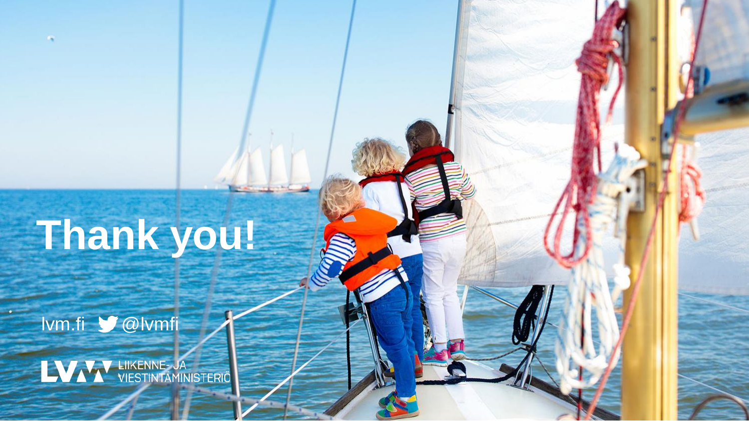# Thank you!

lvm.fi @lvmfi

LIIKENNE- JA VIESTINTÄMINISTERIÖ